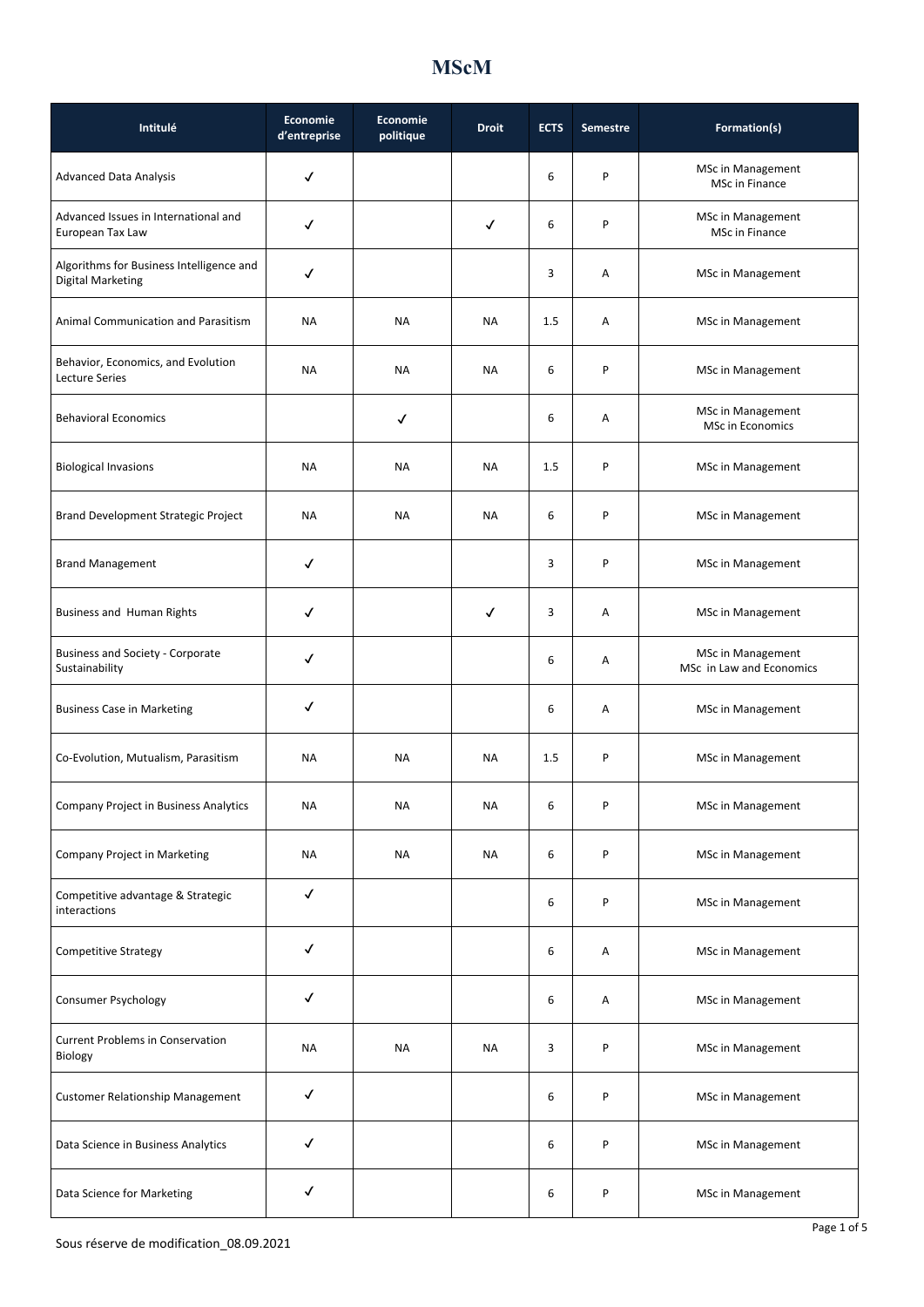# MScM

| Intitulé | Economie d'entreprise | Economie politique | Droit | ECTS | Semestre | Formation(s) |
|---|---|---|---|---|---|---|
| Advanced Data Analysis | ✓ | | | 6 | P | MSc in Management<br>MSc in Finance |
| Advanced Issues in International and European Tax Law | ✓ | | ✓ | 6 | P | MSc in Management<br>MSc in Finance |
| Algorithms for Business Intelligence and Digital Marketing | ✓ | | | 3 | A | MSc in Management |
| Animal Communication and Parasitism | NA | NA | NA | 1.5 | A | MSc in Management |
| Behavior, Economics, and Evolution Lecture Series | NA | NA | NA | 6 | P | MSc in Management |
| Behavioral Economics | | ✓ | | 6 | A | MSc in Management<br>MSc in Economics |
| Biological Invasions | NA | NA | NA | 1.5 | P | MSc in Management |
| Brand Development Strategic Project | NA | NA | NA | 6 | P | MSc in Management |
| Brand Management | ✓ | | | 3 | P | MSc in Management |
| Business and Human Rights | ✓ | | ✓ | 3 | A | MSc in Management |
| Business and Society - Corporate Sustainability | ✓ | | | 6 | A | MSc in Management<br>MSc in Law and Economics |
| Business Case in Marketing | ✓ | | | 6 | A | MSc in Management |
| Co-Evolution, Mutualism, Parasitism | NA | NA | NA | 1.5 | P | MSc in Management |
| Company Project in Business Analytics | NA | NA | NA | 6 | P | MSc in Management |
| Company Project in Marketing | NA | NA | NA | 6 | P | MSc in Management |
| Competitive advantage & Strategic interactions | ✓ | | | 6 | P | MSc in Management |
| Competitive Strategy | ✓ | | | 6 | A | MSc in Management |
| Consumer Psychology | ✓ | | | 6 | A | MSc in Management |
| Current Problems in Conservation Biology | NA | NA | NA | 3 | P | MSc in Management |
| Customer Relationship Management | ✓ | | | 6 | P | MSc in Management |
| Data Science in Business Analytics | ✓ | | | 6 | P | MSc in Management |
| Data Science for Marketing | ✓ | | | 6 | P | MSc in Management |

Sous réserve de modification_08.09.2021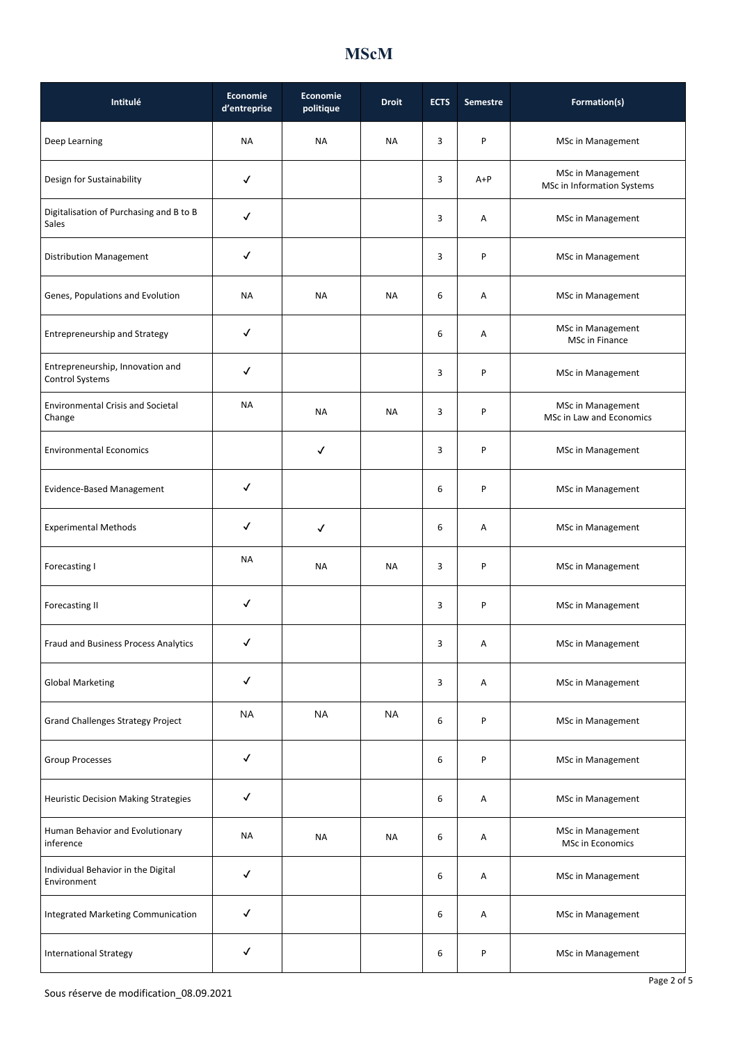# MScM

| Intitulé | Economie d'entreprise | Economie politique | Droit | ECTS | Semestre | Formation(s) |
|---|---|---|---|---|---|---|
| Deep Learning | NA | NA | NA | 3 | P | MSc in Management |
| Design for Sustainability | ✓ | | | 3 | A+P | MSc in Management<br>MSc in Information Systems |
| Digitalisation of Purchasing and B to B Sales | ✓ | | | 3 | A | MSc in Management |
| Distribution Management | ✓ | | | 3 | P | MSc in Management |
| Genes, Populations and Evolution | NA | NA | NA | 6 | A | MSc in Management |
| Entrepreneurship and Strategy | ✓ | | | 6 | A | MSc in Management<br>MSc in Finance |
| Entrepreneurship, Innovation and Control Systems | ✓ | | | 3 | P | MSc in Management |
| Environmental Crisis and Societal Change | NA | NA | NA | 3 | P | MSc in Management<br>MSc in Law and Economics |
| Environmental Economics | | ✓ | | 3 | P | MSc in Management |
| Evidence-Based Management | ✓ | | | 6 | P | MSc in Management |
| Experimental Methods | ✓ | ✓ | | 6 | A | MSc in Management |
| Forecasting I | NA | NA | NA | 3 | P | MSc in Management |
| Forecasting II | ✓ | | | 3 | P | MSc in Management |
| Fraud and Business Process Analytics | ✓ | | | 3 | A | MSc in Management |
| Global Marketing | ✓ | | | 3 | A | MSc in Management |
| Grand Challenges Strategy Project | NA | NA | NA | 6 | P | MSc in Management |
| Group Processes | ✓ | | | 6 | P | MSc in Management |
| Heuristic Decision Making Strategies | ✓ | | | 6 | A | MSc in Management |
| Human Behavior and Evolutionary inference | NA | NA | NA | 6 | A | MSc in Management<br>MSc in Economics |
| Individual Behavior in the Digital Environment | ✓ | | | 6 | A | MSc in Management |
| Integrated Marketing Communication | ✓ | | | 6 | A | MSc in Management |
| International Strategy | ✓ | | | 6 | P | MSc in Management |

Sous réserve de modification_08.09.2021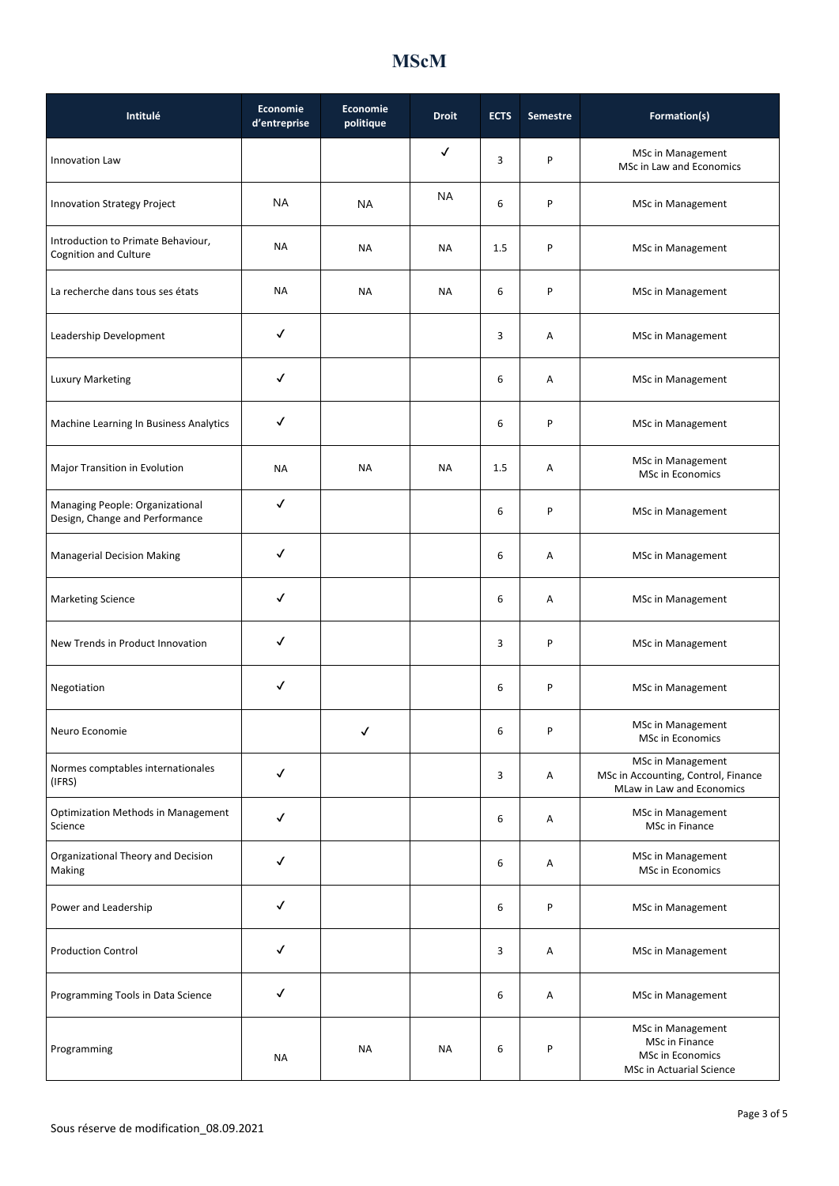# MScM

| Intitulé | Economie d'entreprise | Economie politique | Droit | ECTS | Semestre | Formation(s) |
|---|---|---|---|---|---|---|
| Innovation Law | | | ✓ | 3 | P | MSc in Management<br>MSc in Law and Economics |
| Innovation Strategy Project | NA | NA | NA | 6 | P | MSc in Management |
| Introduction to Primate Behaviour, Cognition and Culture | NA | NA | NA | 1.5 | P | MSc in Management |
| La recherche dans tous ses états | NA | NA | NA | 6 | P | MSc in Management |
| Leadership Development | ✓ | | | 3 | A | MSc in Management |
| Luxury Marketing | ✓ | | | 6 | A | MSc in Management |
| Machine Learning In Business Analytics | ✓ | | | 6 | P | MSc in Management |
| Major Transition in Evolution | NA | NA | NA | 1.5 | A | MSc in Management<br>MSc in Economics |
| Managing People: Organizational Design, Change and Performance | ✓ | | | 6 | P | MSc in Management |
| Managerial Decision Making | ✓ | | | 6 | A | MSc in Management |
| Marketing Science | ✓ | | | 6 | A | MSc in Management |
| New Trends in Product Innovation | ✓ | | | 3 | P | MSc in Management |
| Negotiation | ✓ | | | 6 | P | MSc in Management |
| Neuro Economie | | ✓ | | 6 | P | MSc in Management<br>MSc in Economics |
| Normes comptables internationales (IFRS) | ✓ | | | 3 | A | MSc in Management<br>MSc in Accounting, Control, Finance<br>MLaw in Law and Economics |
| Optimization Methods in Management Science | ✓ | | | 6 | A | MSc in Management<br>MSc in Finance |
| Organizational Theory and Decision Making | ✓ | | | 6 | A | MSc in Management<br>MSc in Economics |
| Power and Leadership | ✓ | | | 6 | P | MSc in Management |
| Production Control | ✓ | | | 3 | A | MSc in Management |
| Programming Tools in Data Science | ✓ | | | 6 | A | MSc in Management |
| Programming | NA | NA | NA | 6 | P | MSc in Management<br>MSc in Finance<br>MSc in Economics<br>MSc in Actuarial Science |

Sous réserve de modification_08.09.2021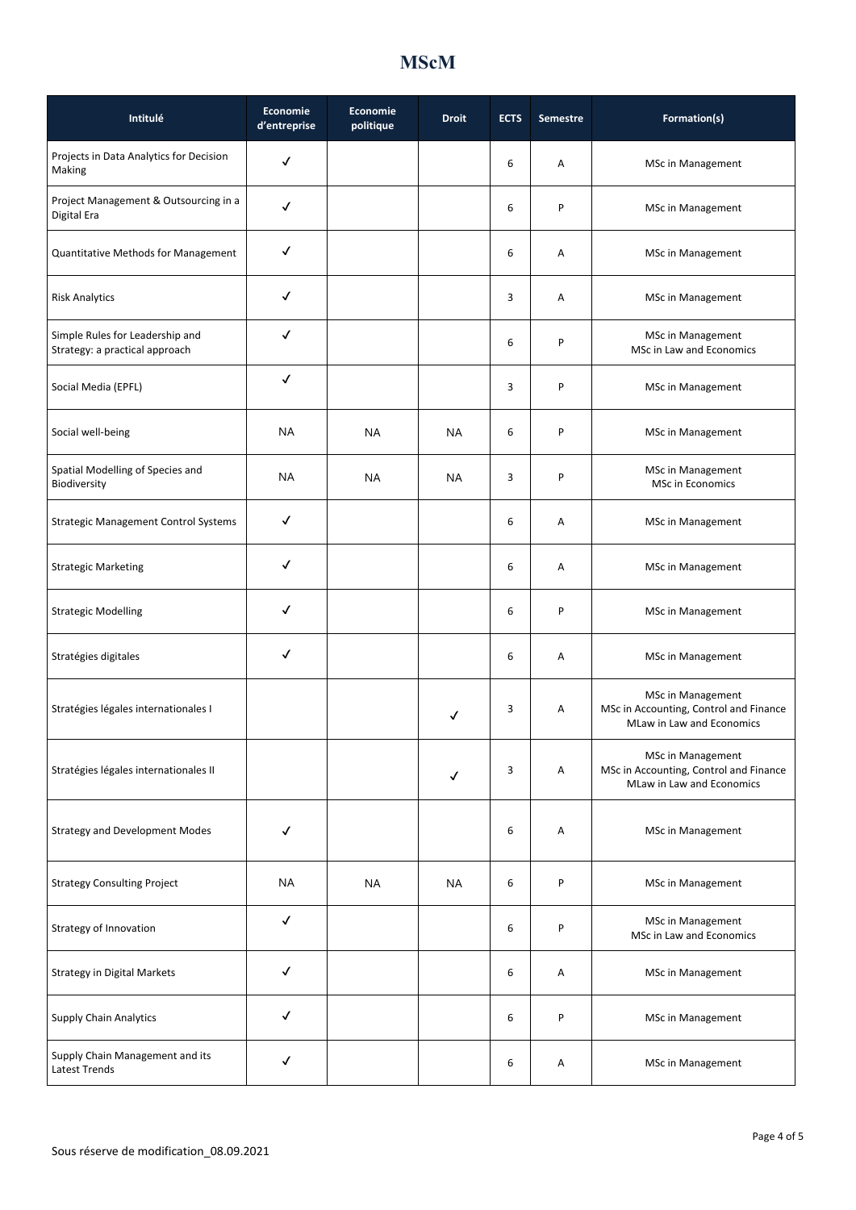# MScM

| Intitulé | Economie d'entreprise | Economie politique | Droit | ECTS | Semestre | Formation(s) |
|---|---|---|---|---|---|---|
| Projects in Data Analytics for Decision Making | ✓ | | | 6 | A | MSc in Management |
| Project Management & Outsourcing in a Digital Era | ✓ | | | 6 | P | MSc in Management |
| Quantitative Methods for Management | ✓ | | | 6 | A | MSc in Management |
| Risk Analytics | ✓ | | | 3 | A | MSc in Management |
| Simple Rules for Leadership and Strategy: a practical approach | ✓ | | | 6 | P | MSc in Management<br>MSc in Law and Economics |
| Social Media (EPFL) | ✓ | | | 3 | P | MSc in Management |
| Social well-being | NA | NA | NA | 6 | P | MSc in Management |
| Spatial Modelling of Species and Biodiversity | NA | NA | NA | 3 | P | MSc in Management<br>MSc in Economics |
| Strategic Management Control Systems | ✓ | | | 6 | A | MSc in Management |
| Strategic Marketing | ✓ | | | 6 | A | MSc in Management |
| Strategic Modelling | ✓ | | | 6 | P | MSc in Management |
| Stratégies digitales | ✓ | | | 6 | A | MSc in Management |
| Stratégies légales internationales I | | | ✓ | 3 | A | MSc in Management<br>MSc in Accounting, Control and Finance<br>MLaw in Law and Economics |
| Stratégies légales internationales II | | | ✓ | 3 | A | MSc in Management<br>MSc in Accounting, Control and Finance<br>MLaw in Law and Economics |
| Strategy and Development Modes | ✓ | | | 6 | A | MSc in Management |
| Strategy Consulting Project | NA | NA | NA | 6 | P | MSc in Management |
| Strategy of Innovation | ✓ | | | 6 | P | MSc in Management<br>MSc in Law and Economics |
| Strategy in Digital Markets | ✓ | | | 6 | A | MSc in Management |
| Supply Chain Analytics | ✓ | | | 6 | P | MSc in Management |
| Supply Chain Management and its Latest Trends | ✓ | | | 6 | A | MSc in Management |

Sous réserve de modification_08.09.2021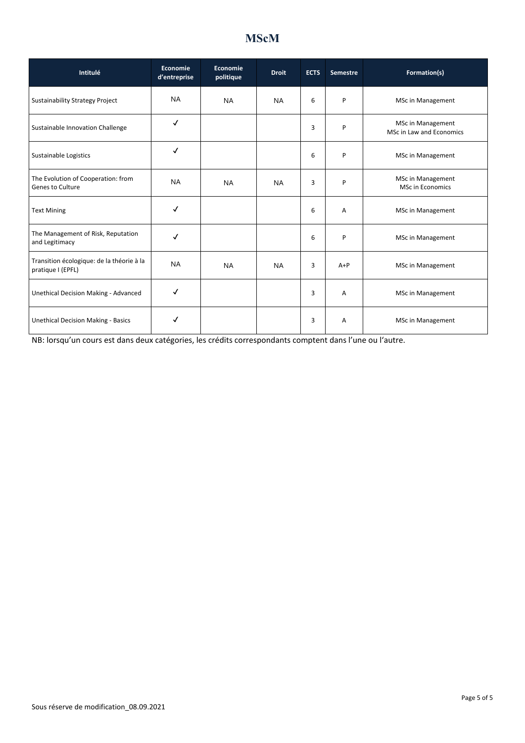# MScM

| Intitulé | Economie d'entreprise | Economie politique | Droit | ECTS | Semestre | Formation(s) |
|---|---|---|---|---|---|---|
| Sustainability Strategy Project | NA | NA | NA | 6 | P | MSc in Management |
| Sustainable Innovation Challenge | ✓ | | | 3 | P | MSc in Management<br>MSc in Law and Economics |
| Sustainable Logistics | ✓ | | | 6 | P | MSc in Management |
| The Evolution of Cooperation: from Genes to Culture | NA | NA | NA | 3 | P | MSc in Management<br>MSc in Economics |
| Text Mining | ✓ | | | 6 | A | MSc in Management |
| The Management of Risk, Reputation and Legitimacy | ✓ | | | 6 | P | MSc in Management |
| Transition écologique: de la théorie à la pratique I (EPFL) | NA | NA | NA | 3 | A+P | MSc in Management |
| Unethical Decision Making - Advanced | ✓ | | | 3 | A | MSc in Management |
| Unethical Decision Making - Basics | ✓ | | | 3 | A | MSc in Management |

NB: lorsqu'un cours est dans deux catégories, les crédits correspondants comptent dans l'une ou l'autre.

Sous réserve de modification_08.09.2021